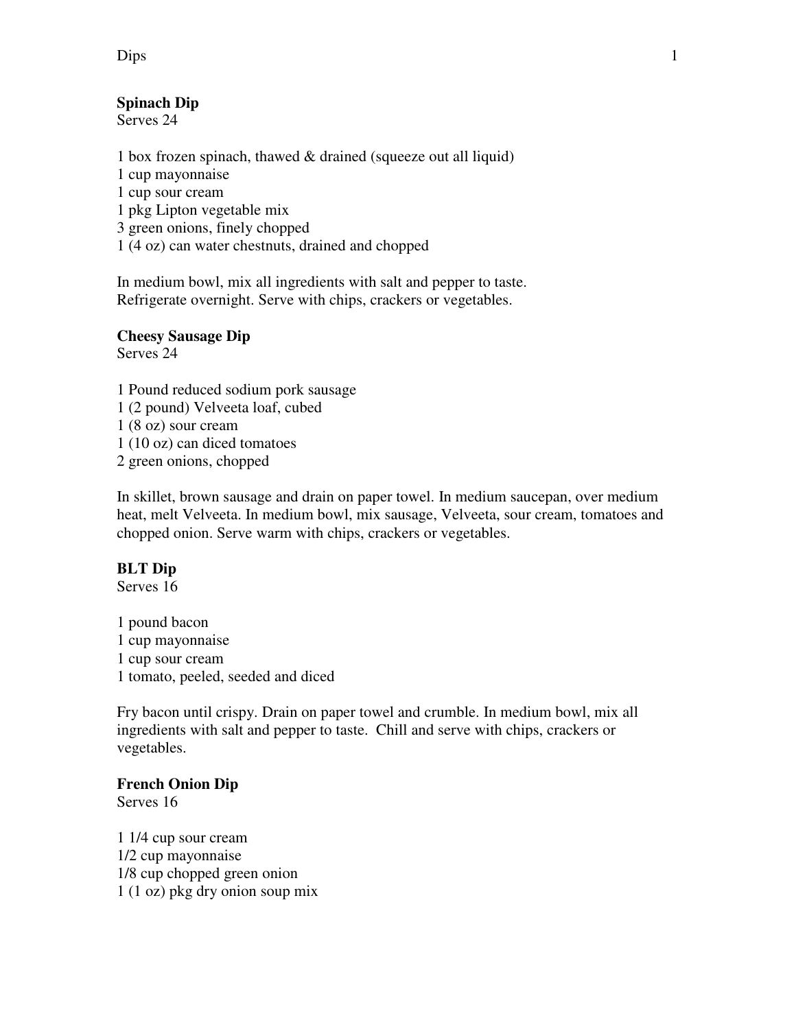## Spinach Dip
Serves 24

1 box frozen spinach, thawed & drained (squeeze out all liquid)
1 cup mayonnaise
1 cup sour cream
1 pkg Lipton vegetable mix
3 green onions, finely chopped
1 (4 oz) can water chestnuts, drained and chopped

In medium bowl, mix all ingredients with salt and pepper to taste. Refrigerate overnight. Serve with chips, crackers or vegetables.

## Cheesy Sausage Dip
Serves 24

1 Pound reduced sodium pork sausage
1 (2 pound) Velveeta loaf, cubed
1 (8 oz) sour cream
1 (10 oz) can diced tomatoes
2 green onions, chopped

In skillet, brown sausage and drain on paper towel. In medium saucepan, over medium heat, melt Velveeta. In medium bowl, mix sausage, Velveeta, sour cream, tomatoes and chopped onion. Serve warm with chips, crackers or vegetables.

## BLT Dip
Serves 16

1 pound bacon
1 cup mayonnaise
1 cup sour cream
1 tomato, peeled, seeded and diced

Fry bacon until crispy. Drain on paper towel and crumble. In medium bowl, mix all ingredients with salt and pepper to taste. Chill and serve with chips, crackers or vegetables.

## French Onion Dip
Serves 16

1 1/4 cup sour cream
1/2 cup mayonnaise
1/8 cup chopped green onion
1 (1 oz) pkg dry onion soup mix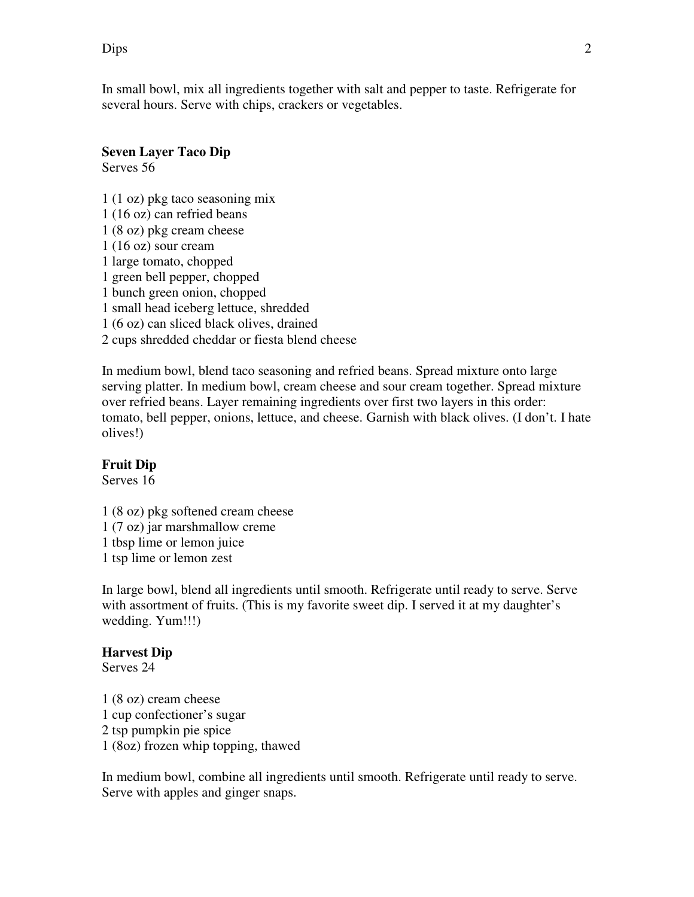In small bowl, mix all ingredients together with salt and pepper to taste. Refrigerate for several hours. Serve with chips, crackers or vegetables.

**Seven Layer Taco Dip**
Serves 56

1 (1 oz) pkg taco seasoning mix
1 (16 oz) can refried beans
1 (8 oz) pkg cream cheese
1 (16 oz) sour cream
1 large tomato, chopped
1 green bell pepper, chopped
1 bunch green onion, chopped
1 small head iceberg lettuce, shredded
1 (6 oz) can sliced black olives, drained
2 cups shredded cheddar or fiesta blend cheese

In medium bowl, blend taco seasoning and refried beans. Spread mixture onto large serving platter. In medium bowl, cream cheese and sour cream together. Spread mixture over refried beans. Layer remaining ingredients over first two layers in this order: tomato, bell pepper, onions, lettuce, and cheese. Garnish with black olives. (I don't. I hate olives!)

**Fruit Dip**
Serves 16

1 (8 oz) pkg softened cream cheese
1 (7 oz) jar marshmallow creme
1 tbsp lime or lemon juice
1 tsp lime or lemon zest

In large bowl, blend all ingredients until smooth. Refrigerate until ready to serve. Serve with assortment of fruits. (This is my favorite sweet dip. I served it at my daughter's wedding. Yum!!!)

**Harvest Dip**
Serves 24

1 (8 oz) cream cheese
1 cup confectioner's sugar
2 tsp pumpkin pie spice
1 (8oz) frozen whip topping, thawed

In medium bowl, combine all ingredients until smooth. Refrigerate until ready to serve. Serve with apples and ginger snaps.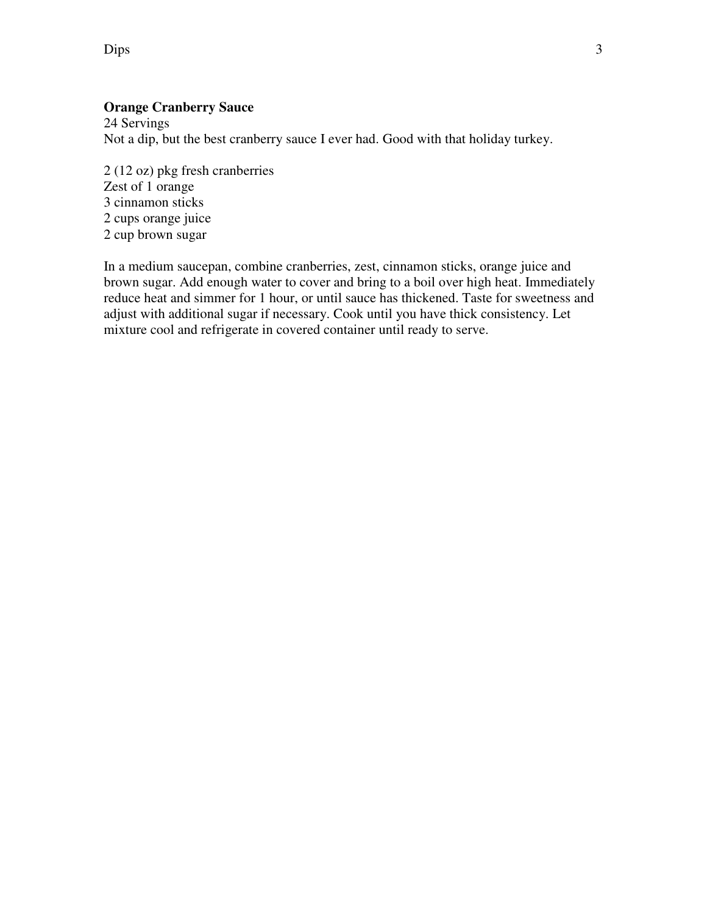**Orange Cranberry Sauce**

24 Servings

Not a dip, but the best cranberry sauce I ever had. Good with that holiday turkey.

2 (12 oz) pkg fresh cranberries
Zest of 1 orange
3 cinnamon sticks
2 cups orange juice
2 cup brown sugar

In a medium saucepan, combine cranberries, zest, cinnamon sticks, orange juice and brown sugar. Add enough water to cover and bring to a boil over high heat. Immediately reduce heat and simmer for 1 hour, or until sauce has thickened. Taste for sweetness and adjust with additional sugar if necessary. Cook until you have thick consistency. Let mixture cool and refrigerate in covered container until ready to serve.